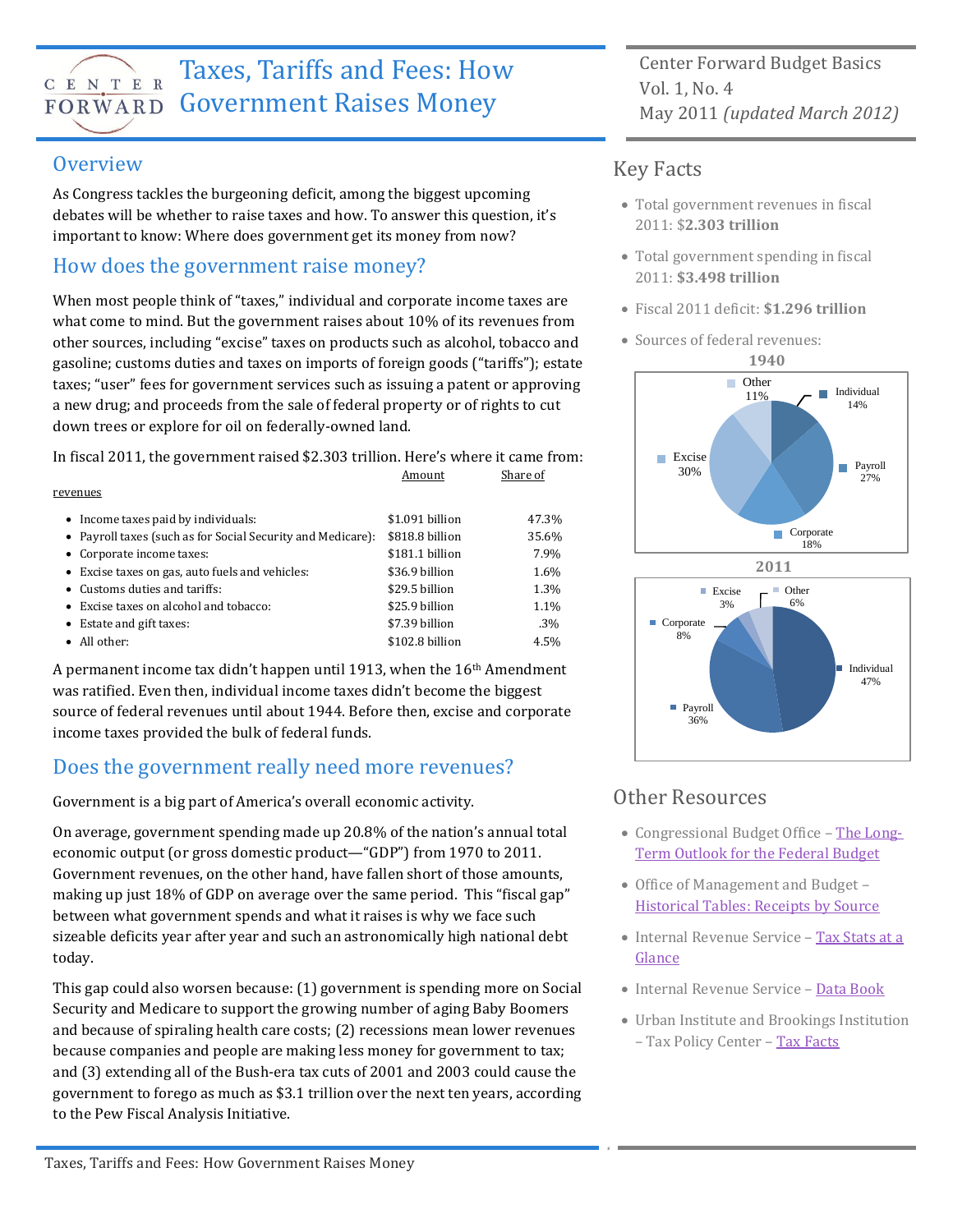# Taxes, Tariffs and Fees: How Government Raises Money

Center Forward Budget Basics
Vol. 1, No. 4
May 2011 *(updated March 2012)*

## Overview

As Congress tackles the burgeoning deficit, among the biggest upcoming debates will be whether to raise taxes and how. To answer this question, it's important to know: Where does government get its money from now?

## How does the government raise money?

When most people think of "taxes," individual and corporate income taxes are what come to mind. But the government raises about 10% of its revenues from other sources, including "excise" taxes on products such as alcohol, tobacco and gasoline; customs duties and taxes on imports of foreign goods ("tariffs"); estate taxes; "user" fees for government services such as issuing a patent or approving a new drug; and proceeds from the sale of federal property or of rights to cut down trees or explore for oil on federally-owned land.

In fiscal 2011, the government raised $2.303 trillion. Here's where it came from:

| | Amount | Share of revenues |
|---|---|---|
| • Income taxes paid by individuals: | $1.091 billion | 47.3% |
| • Payroll taxes (such as for Social Security and Medicare): | $818.8 billion | 35.6% |
| • Corporate income taxes: | $181.1 billion | 7.9% |
| • Excise taxes on gas, auto fuels and vehicles: | $36.9 billion | 1.6% |
| • Customs duties and tariffs: | $29.5 billion | 1.3% |
| • Excise taxes on alcohol and tobacco: | $25.9 billion | 1.1% |
| • Estate and gift taxes: | $7.39 billion | .3% |
| • All other: | $102.8 billion | 4.5% |

A permanent income tax didn't happen until 1913, when the 16th Amendment was ratified. Even then, individual income taxes didn't become the biggest source of federal revenues until about 1944. Before then, excise and corporate income taxes provided the bulk of federal funds.

## Does the government really need more revenues?

Government is a big part of America's overall economic activity.

On average, government spending made up 20.8% of the nation's annual total economic output (or gross domestic product—"GDP") from 1970 to 2011. Government revenues, on the other hand, have fallen short of those amounts, making up just 18% of GDP on average over the same period. This "fiscal gap" between what government spends and what it raises is why we face such sizeable deficits year after year and such an astronomically high national debt today.

This gap could also worsen because: (1) government is spending more on Social Security and Medicare to support the growing number of aging Baby Boomers and because of spiraling health care costs; (2) recessions mean lower revenues because companies and people are making less money for government to tax; and (3) extending all of the Bush-era tax cuts of 2001 and 2003 could cause the government to forego as much as $3.1 trillion over the next ten years, according to the Pew Fiscal Analysis Initiative.

## Key Facts

- Total government revenues in fiscal 2011: $**2.303 trillion**
- Total government spending in fiscal 2011: **$3.498 trillion**
- Fiscal 2011 deficit: **$1.296 trillion**
- Sources of federal revenues:

**1940**

| Source | Share |
|---|---|
| Individual | 14% |
| Payroll | 27% |
| Corporate | 18% |
| Excise | 30% |
| Other | 11% |

**2011**

| Source | Share |
|---|---|
| Individual | 47% |
| Payroll | 36% |
| Corporate | 8% |
| Excise | 3% |
| Other | 6% |

## Other Resources

- Congressional Budget Office – [The Long-Term Outlook for the Federal Budget]
- Office of Management and Budget – [Historical Tables: Receipts by Source]
- Internal Revenue Service – [Tax Stats at a Glance]
- Internal Revenue Service – [Data Book]
- Urban Institute and Brookings Institution – Tax Policy Center – [Tax Facts]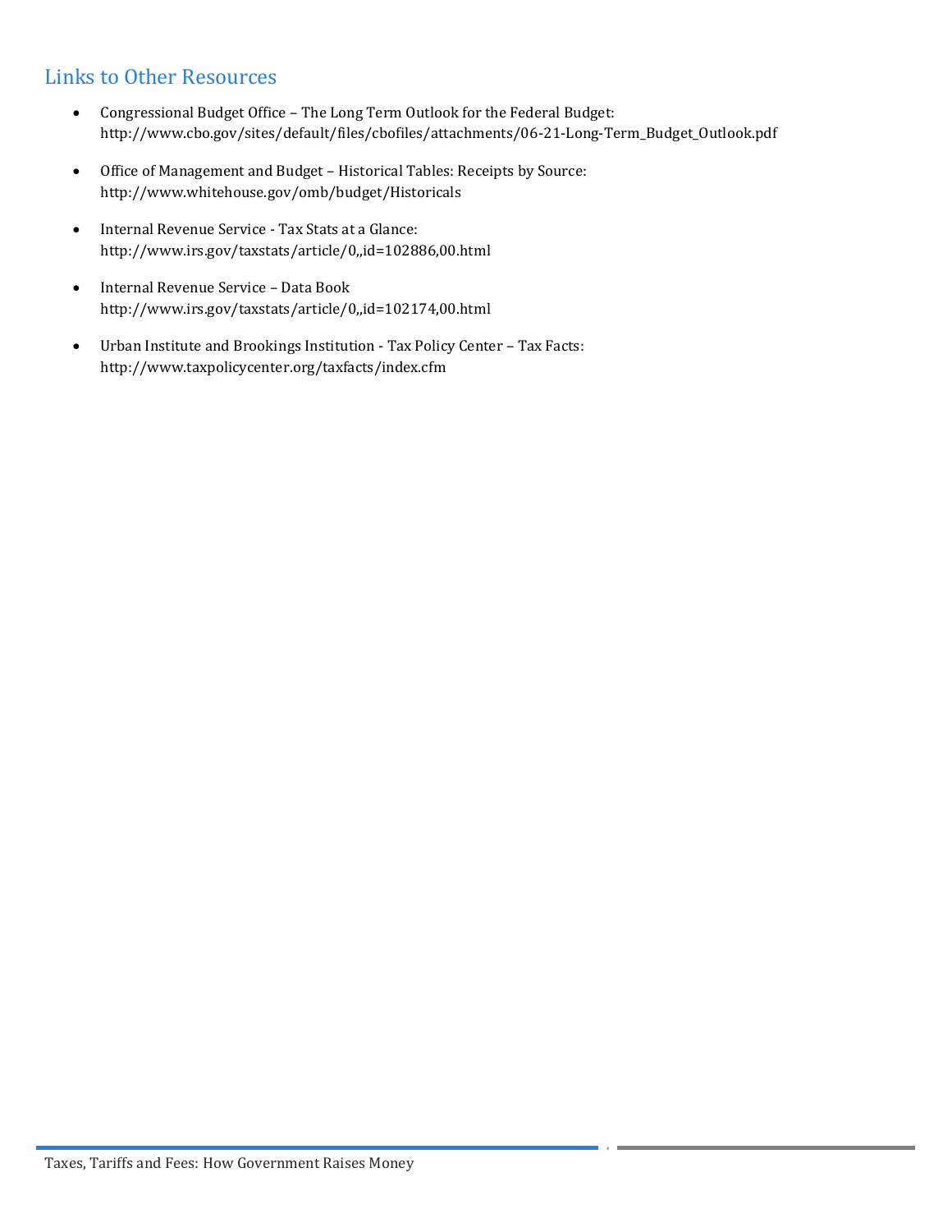## Links to Other Resources

- Congressional Budget Office – The Long Term Outlook for the Federal Budget: http://www.cbo.gov/sites/default/files/cbofiles/attachments/06-21-Long-Term_Budget_Outlook.pdf
- Office of Management and Budget – Historical Tables: Receipts by Source: http://www.whitehouse.gov/omb/budget/Historicals
- Internal Revenue Service - Tax Stats at a Glance: http://www.irs.gov/taxstats/article/0,,id=102886,00.html
- Internal Revenue Service – Data Book http://www.irs.gov/taxstats/article/0,,id=102174,00.html
- Urban Institute and Brookings Institution - Tax Policy Center – Tax Facts: http://www.taxpolicycenter.org/taxfacts/index.cfm